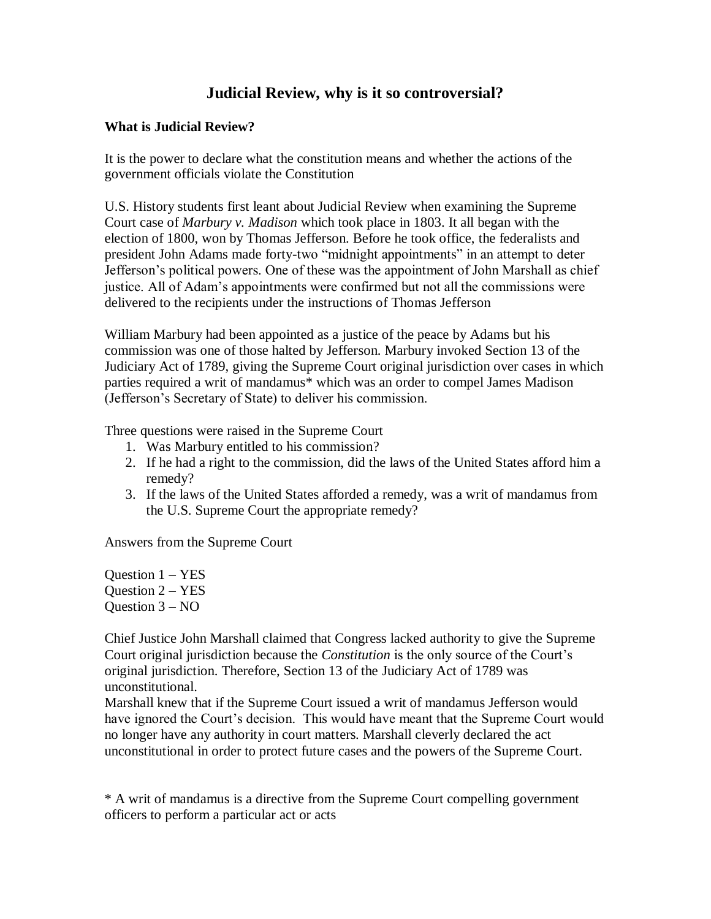# Judicial Review, why is it so controversial?

**What is Judicial Review?**

It is the power to declare what the constitution means and whether the actions of the government officials violate the Constitution

U.S. History students first leant about Judicial Review when examining the Supreme Court case of *Marbury v. Madison* which took place in 1803. It all began with the election of 1800, won by Thomas Jefferson. Before he took office, the federalists and president John Adams made forty-two "midnight appointments" in an attempt to deter Jefferson's political powers. One of these was the appointment of John Marshall as chief justice. All of Adam's appointments were confirmed but not all the commissions were delivered to the recipients under the instructions of Thomas Jefferson

William Marbury had been appointed as a justice of the peace by Adams but his commission was one of those halted by Jefferson. Marbury invoked Section 13 of the Judiciary Act of 1789, giving the Supreme Court original jurisdiction over cases in which parties required a writ of mandamus* which was an order to compel James Madison (Jefferson's Secretary of State) to deliver his commission.

Three questions were raised in the Supreme Court

1. Was Marbury entitled to his commission?
2. If he had a right to the commission, did the laws of the United States afford him a remedy?
3. If the laws of the United States afforded a remedy, was a writ of mandamus from the U.S. Supreme Court the appropriate remedy?

Answers from the Supreme Court

Question 1 – YES
Question 2 – YES
Question 3 – NO

Chief Justice John Marshall claimed that Congress lacked authority to give the Supreme Court original jurisdiction because the *Constitution* is the only source of the Court's original jurisdiction. Therefore, Section 13 of the Judiciary Act of 1789 was unconstitutional.
Marshall knew that if the Supreme Court issued a writ of mandamus Jefferson would have ignored the Court's decision. This would have meant that the Supreme Court would no longer have any authority in court matters. Marshall cleverly declared the act unconstitutional in order to protect future cases and the powers of the Supreme Court.

* A writ of mandamus is a directive from the Supreme Court compelling government officers to perform a particular act or acts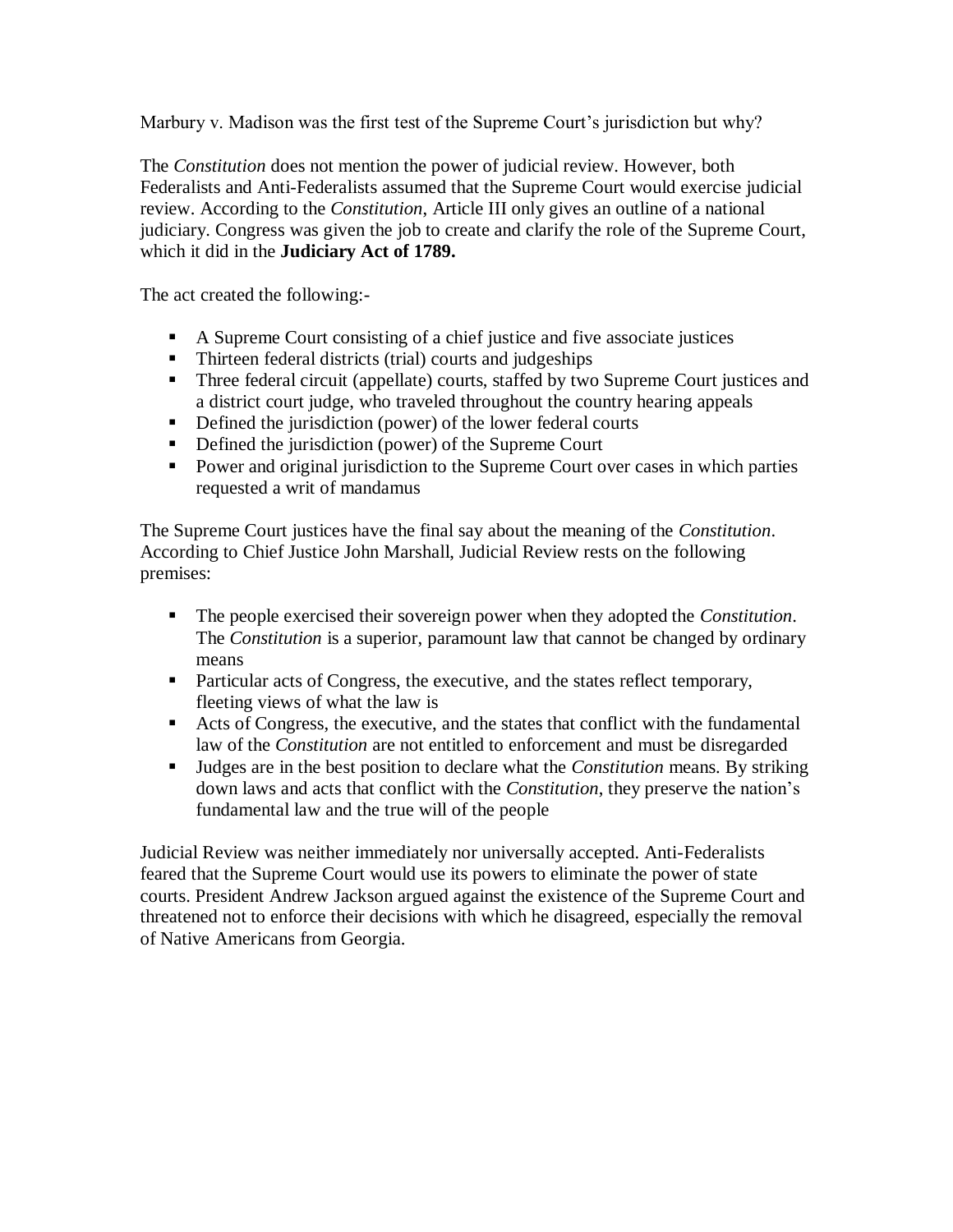Marbury v. Madison was the first test of the Supreme Court's jurisdiction but why?

The *Constitution* does not mention the power of judicial review. However, both Federalists and Anti-Federalists assumed that the Supreme Court would exercise judicial review. According to the *Constitution*, Article III only gives an outline of a national judiciary. Congress was given the job to create and clarify the role of the Supreme Court, which it did in the **Judiciary Act of 1789.**

The act created the following:-

- A Supreme Court consisting of a chief justice and five associate justices
- Thirteen federal districts (trial) courts and judgeships
- Three federal circuit (appellate) courts, staffed by two Supreme Court justices and a district court judge, who traveled throughout the country hearing appeals
- Defined the jurisdiction (power) of the lower federal courts
- Defined the jurisdiction (power) of the Supreme Court
- Power and original jurisdiction to the Supreme Court over cases in which parties requested a writ of mandamus

The Supreme Court justices have the final say about the meaning of the *Constitution*. According to Chief Justice John Marshall, Judicial Review rests on the following premises:

- The people exercised their sovereign power when they adopted the *Constitution*. The *Constitution* is a superior, paramount law that cannot be changed by ordinary means
- Particular acts of Congress, the executive, and the states reflect temporary, fleeting views of what the law is
- Acts of Congress, the executive, and the states that conflict with the fundamental law of the *Constitution* are not entitled to enforcement and must be disregarded
- Judges are in the best position to declare what the *Constitution* means. By striking down laws and acts that conflict with the *Constitution*, they preserve the nation's fundamental law and the true will of the people

Judicial Review was neither immediately nor universally accepted. Anti-Federalists feared that the Supreme Court would use its powers to eliminate the power of state courts. President Andrew Jackson argued against the existence of the Supreme Court and threatened not to enforce their decisions with which he disagreed, especially the removal of Native Americans from Georgia.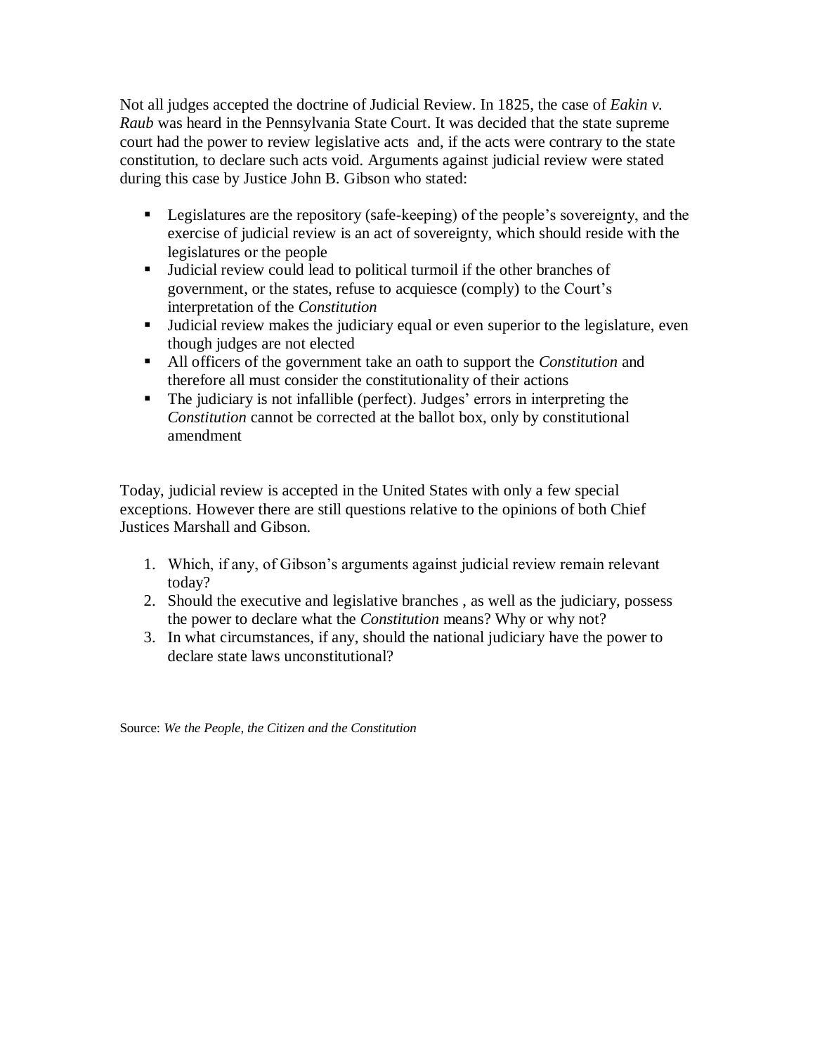Not all judges accepted the doctrine of Judicial Review. In 1825, the case of *Eakin v. Raub* was heard in the Pennsylvania State Court. It was decided that the state supreme court had the power to review legislative acts and, if the acts were contrary to the state constitution, to declare such acts void. Arguments against judicial review were stated during this case by Justice John B. Gibson who stated:

- Legislatures are the repository (safe-keeping) of the people's sovereignty, and the exercise of judicial review is an act of sovereignty, which should reside with the legislatures or the people
- Judicial review could lead to political turmoil if the other branches of government, or the states, refuse to acquiesce (comply) to the Court's interpretation of the *Constitution*
- Judicial review makes the judiciary equal or even superior to the legislature, even though judges are not elected
- All officers of the government take an oath to support the *Constitution* and therefore all must consider the constitutionality of their actions
- The judiciary is not infallible (perfect). Judges' errors in interpreting the *Constitution* cannot be corrected at the ballot box, only by constitutional amendment

Today, judicial review is accepted in the United States with only a few special exceptions. However there are still questions relative to the opinions of both Chief Justices Marshall and Gibson.

1. Which, if any, of Gibson's arguments against judicial review remain relevant today?
2. Should the executive and legislative branches , as well as the judiciary, possess the power to declare what the *Constitution* means? Why or why not?
3. In what circumstances, if any, should the national judiciary have the power to declare state laws unconstitutional?

Source: *We the People, the Citizen and the Constitution*